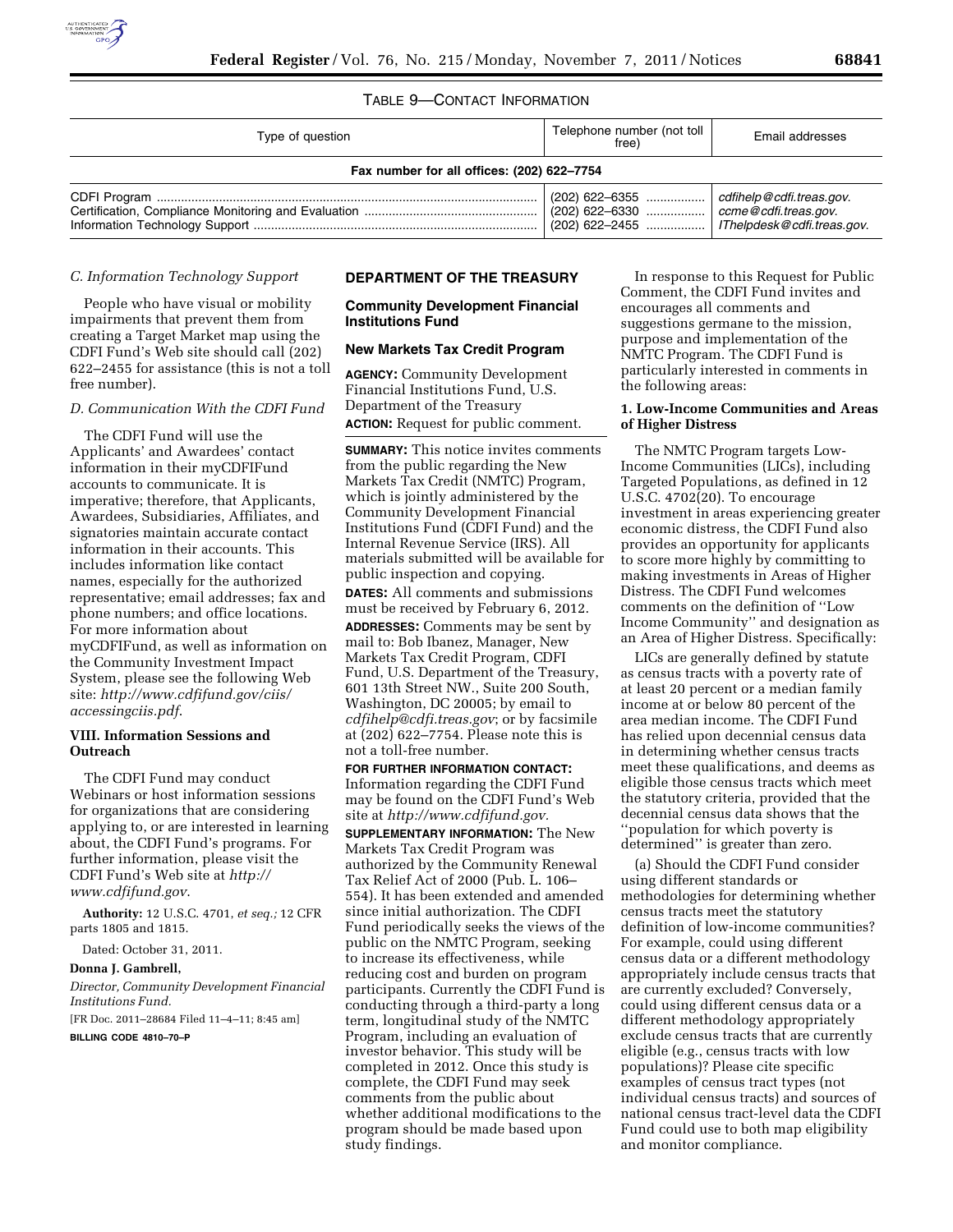TABLE 9—CONTACT INFORMATION

| Type of question | Telephone number (not toll free) | Email addresses |
| --- | --- | --- |
| **Fax number for all offices: (202) 622–7754** | | |
| CDFI Program | (202) 622–6355 | cdfihelp@cdfi.treas.gov. |
| Certification, Compliance Monitoring and Evaluation | (202) 622–6330 | ccme@cdfi.treas.gov. |
| Information Technology Support | (202) 622–2455 | IThelpdesk@cdfi.treas.gov. |

*C. Information Technology Support*

People who have visual or mobility impairments that prevent them from creating a Target Market map using the CDFI Fund's Web site should call (202) 622–2455 for assistance (this is not a toll free number).

*D. Communication With the CDFI Fund*

The CDFI Fund will use the Applicants' and Awardees' contact information in their myCDFIFund accounts to communicate. It is imperative; therefore, that Applicants, Awardees, Subsidiaries, Affiliates, and signatories maintain accurate contact information in their accounts. This includes information like contact names, especially for the authorized representative; email addresses; fax and phone numbers; and office locations. For more information about myCDFIFund, as well as information on the Community Investment Impact System, please see the following Web site: *http://www.cdfifund.gov/ciis/accessingciis.pdf*.

## VIII. Information Sessions and Outreach

The CDFI Fund may conduct Webinars or host information sessions for organizations that are considering applying to, or are interested in learning about, the CDFI Fund's programs. For further information, please visit the CDFI Fund's Web site at *http://www.cdfifund.gov*.

**Authority:** 12 U.S.C. 4701, *et seq.;* 12 CFR parts 1805 and 1815.

Dated: October 31, 2011.

**Donna J. Gambrell,**

*Director, Community Development Financial Institutions Fund.*

[FR Doc. 2011–28684 Filed 11–4–11; 8:45 am]

**BILLING CODE 4810–70–P**

## DEPARTMENT OF THE TREASURY

### Community Development Financial Institutions Fund

### New Markets Tax Credit Program

**AGENCY:** Community Development Financial Institutions Fund, U.S. Department of the Treasury

**ACTION:** Request for public comment.

**SUMMARY:** This notice invites comments from the public regarding the New Markets Tax Credit (NMTC) Program, which is jointly administered by the Community Development Financial Institutions Fund (CDFI Fund) and the Internal Revenue Service (IRS). All materials submitted will be available for public inspection and copying.

**DATES:** All comments and submissions must be received by February 6, 2012.

**ADDRESSES:** Comments may be sent by mail to: Bob Ibanez, Manager, New Markets Tax Credit Program, CDFI Fund, U.S. Department of the Treasury, 601 13th Street NW., Suite 200 South, Washington, DC 20005; by email to *cdfihelp@cdfi.treas.gov*; or by facsimile at (202) 622–7754. Please note this is not a toll-free number.

**FOR FURTHER INFORMATION CONTACT:** Information regarding the CDFI Fund may be found on the CDFI Fund's Web site at *http://www.cdfifund.gov*.

**SUPPLEMENTARY INFORMATION:** The New Markets Tax Credit Program was authorized by the Community Renewal Tax Relief Act of 2000 (Pub. L. 106–554). It has been extended and amended since initial authorization. The CDFI Fund periodically seeks the views of the public on the NMTC Program, seeking to increase its effectiveness, while reducing cost and burden on program participants. Currently the CDFI Fund is conducting through a third-party a long term, longitudinal study of the NMTC Program, including an evaluation of investor behavior. This study will be completed in 2012. Once this study is complete, the CDFI Fund may seek comments from the public about whether additional modifications to the program should be made based upon study findings.

In response to this Request for Public Comment, the CDFI Fund invites and encourages all comments and suggestions germane to the mission, purpose and implementation of the NMTC Program. The CDFI Fund is particularly interested in comments in the following areas:

**1. Low-Income Communities and Areas of Higher Distress**

The NMTC Program targets Low-Income Communities (LICs), including Targeted Populations, as defined in 12 U.S.C. 4702(20). To encourage investment in areas experiencing greater economic distress, the CDFI Fund also provides an opportunity for applicants to score more highly by committing to making investments in Areas of Higher Distress. The CDFI Fund welcomes comments on the definition of ''Low Income Community'' and designation as an Area of Higher Distress. Specifically:

LICs are generally defined by statute as census tracts with a poverty rate of at least 20 percent or a median family income at or below 80 percent of the area median income. The CDFI Fund has relied upon decennial census data in determining whether census tracts meet these qualifications, and deems as eligible those census tracts which meet the statutory criteria, provided that the decennial census data shows that the ''population for which poverty is determined'' is greater than zero.

(a) Should the CDFI Fund consider using different standards or methodologies for determining whether census tracts meet the statutory definition of low-income communities? For example, could using different census data or a different methodology appropriately include census tracts that are currently excluded? Conversely, could using different census data or a different methodology appropriately exclude census tracts that are currently eligible (e.g., census tracts with low populations)? Please cite specific examples of census tract types (not individual census tracts) and sources of national census tract-level data the CDFI Fund could use to both map eligibility and monitor compliance.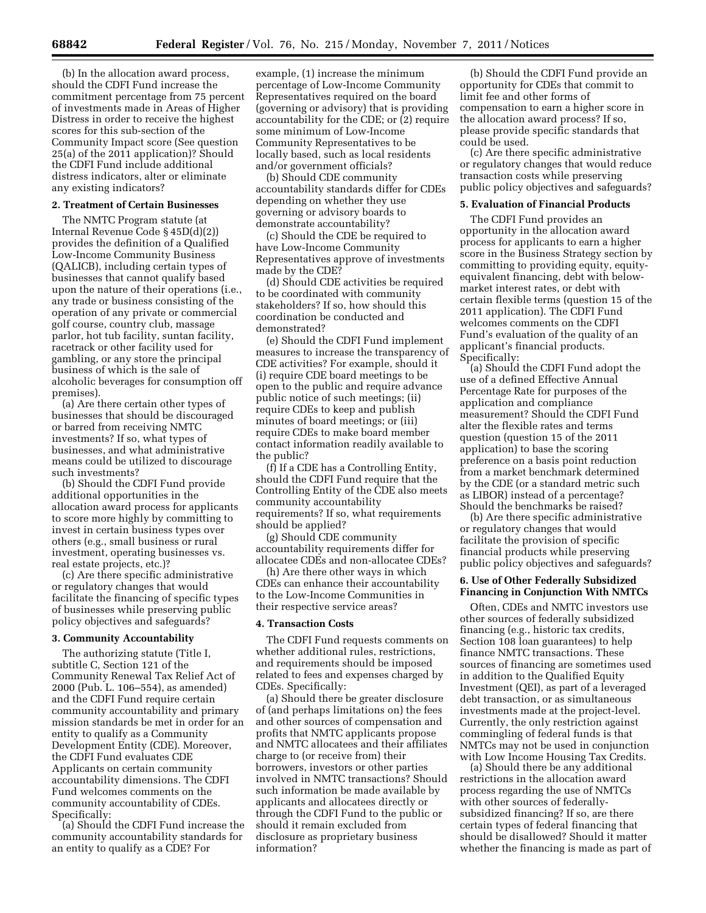(b) In the allocation award process, should the CDFI Fund increase the commitment percentage from 75 percent of investments made in Areas of Higher Distress in order to receive the highest scores for this sub-section of the Community Impact score (See question 25(a) of the 2011 application)? Should the CDFI Fund include additional distress indicators, alter or eliminate any existing indicators?

**2. Treatment of Certain Businesses**

The NMTC Program statute (at Internal Revenue Code § 45D(d)(2)) provides the definition of a Qualified Low-Income Community Business (QALICB), including certain types of businesses that cannot qualify based upon the nature of their operations (i.e., any trade or business consisting of the operation of any private or commercial golf course, country club, massage parlor, hot tub facility, suntan facility, racetrack or other facility used for gambling, or any store the principal business of which is the sale of alcoholic beverages for consumption off premises).

(a) Are there certain other types of businesses that should be discouraged or barred from receiving NMTC investments? If so, what types of businesses, and what administrative means could be utilized to discourage such investments?

(b) Should the CDFI Fund provide additional opportunities in the allocation award process for applicants to score more highly by committing to invest in certain business types over others (e.g., small business or rural investment, operating businesses vs. real estate projects, etc.)?

(c) Are there specific administrative or regulatory changes that would facilitate the financing of specific types of businesses while preserving public policy objectives and safeguards?

**3. Community Accountability**

The authorizing statute (Title I, subtitle C, Section 121 of the Community Renewal Tax Relief Act of 2000 (Pub. L. 106–554), as amended) and the CDFI Fund require certain community accountability and primary mission standards be met in order for an entity to qualify as a Community Development Entity (CDE). Moreover, the CDFI Fund evaluates CDE Applicants on certain community accountability dimensions. The CDFI Fund welcomes comments on the community accountability of CDEs. Specifically:

(a) Should the CDFI Fund increase the community accountability standards for an entity to qualify as a CDE? For example, (1) increase the minimum percentage of Low-Income Community Representatives required on the board (governing or advisory) that is providing accountability for the CDE; or (2) require some minimum of Low-Income Community Representatives to be locally based, such as local residents and/or government officials?

(b) Should CDE community accountability standards differ for CDEs depending on whether they use governing or advisory boards to demonstrate accountability?

(c) Should the CDE be required to have Low-Income Community Representatives approve of investments made by the CDE?

(d) Should CDE activities be required to be coordinated with community stakeholders? If so, how should this coordination be conducted and demonstrated?

(e) Should the CDFI Fund implement measures to increase the transparency of CDE activities? For example, should it (i) require CDE board meetings to be open to the public and require advance public notice of such meetings; (ii) require CDEs to keep and publish minutes of board meetings; or (iii) require CDEs to make board member contact information readily available to the public?

(f) If a CDE has a Controlling Entity, should the CDFI Fund require that the Controlling Entity of the CDE also meets community accountability requirements? If so, what requirements should be applied?

(g) Should CDE community accountability requirements differ for allocatee CDEs and non-allocatee CDEs?

(h) Are there other ways in which CDEs can enhance their accountability to the Low-Income Communities in their respective service areas?

**4. Transaction Costs**

The CDFI Fund requests comments on whether additional rules, restrictions, and requirements should be imposed related to fees and expenses charged by CDEs. Specifically:

(a) Should there be greater disclosure of (and perhaps limitations on) the fees and other sources of compensation and profits that NMTC applicants propose and NMTC allocatees and their affiliates charge to (or receive from) their borrowers, investors or other parties involved in NMTC transactions? Should such information be made available by applicants and allocatees directly or through the CDFI Fund to the public or should it remain excluded from disclosure as proprietary business information?

(b) Should the CDFI Fund provide an opportunity for CDEs that commit to limit fee and other forms of compensation to earn a higher score in the allocation award process? If so, please provide specific standards that could be used.

(c) Are there specific administrative or regulatory changes that would reduce transaction costs while preserving public policy objectives and safeguards?

**5. Evaluation of Financial Products**

The CDFI Fund provides an opportunity in the allocation award process for applicants to earn a higher score in the Business Strategy section by committing to providing equity, equity-equivalent financing, debt with below-market interest rates, or debt with certain flexible terms (question 15 of the 2011 application). The CDFI Fund welcomes comments on the CDFI Fund's evaluation of the quality of an applicant's financial products. Specifically:

(a) Should the CDFI Fund adopt the use of a defined Effective Annual Percentage Rate for purposes of the application and compliance measurement? Should the CDFI Fund alter the flexible rates and terms question (question 15 of the 2011 application) to base the scoring preference on a basis point reduction from a market benchmark determined by the CDE (or a standard metric such as LIBOR) instead of a percentage? Should the benchmarks be raised?

(b) Are there specific administrative or regulatory changes that would facilitate the provision of specific financial products while preserving public policy objectives and safeguards?

**6. Use of Other Federally Subsidized Financing in Conjunction With NMTCs**

Often, CDEs and NMTC investors use other sources of federally subsidized financing (e.g., historic tax credits, Section 108 loan guarantees) to help finance NMTC transactions. These sources of financing are sometimes used in addition to the Qualified Equity Investment (QEI), as part of a leveraged debt transaction, or as simultaneous investments made at the project-level. Currently, the only restriction against commingling of federal funds is that NMTCs may not be used in conjunction with Low Income Housing Tax Credits.

(a) Should there be any additional restrictions in the allocation award process regarding the use of NMTCs with other sources of federally-subsidized financing? If so, are there certain types of federal financing that should be disallowed? Should it matter whether the financing is made as part of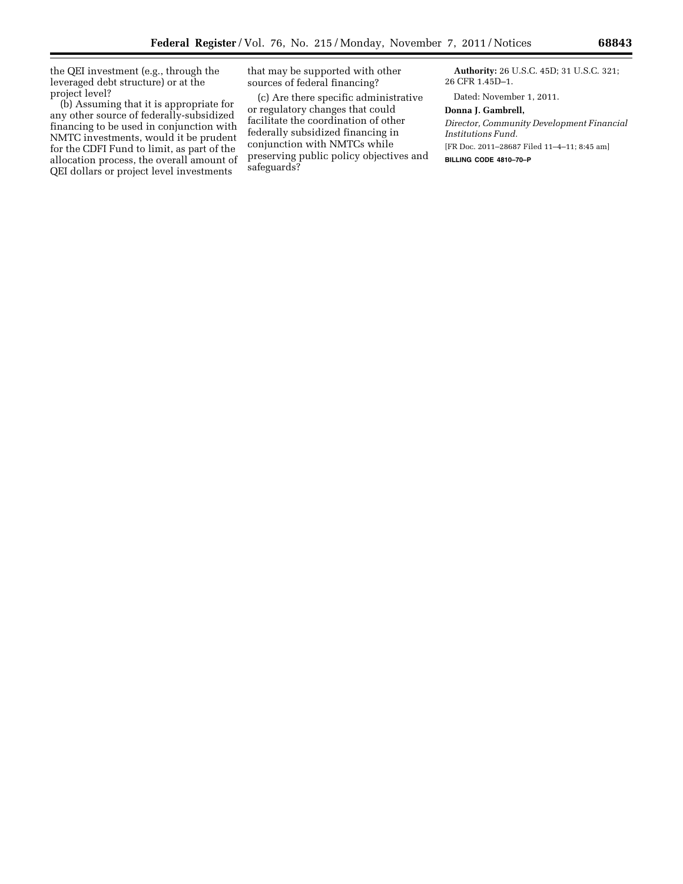the QEI investment (e.g., through the leveraged debt structure) or at the project level?

(b) Assuming that it is appropriate for any other source of federally-subsidized financing to be used in conjunction with NMTC investments, would it be prudent for the CDFI Fund to limit, as part of the allocation process, the overall amount of QEI dollars or project level investments that may be supported with other sources of federal financing?

(c) Are there specific administrative or regulatory changes that could facilitate the coordination of other federally subsidized financing in conjunction with NMTCs while preserving public policy objectives and safeguards?

**Authority:** 26 U.S.C. 45D; 31 U.S.C. 321; 26 CFR 1.45D–1.

Dated: November 1, 2011.

**Donna J. Gambrell,**

*Director, Community Development Financial Institutions Fund.*

[FR Doc. 2011–28687 Filed 11–4–11; 8:45 am]

**BILLING CODE 4810–70–P**